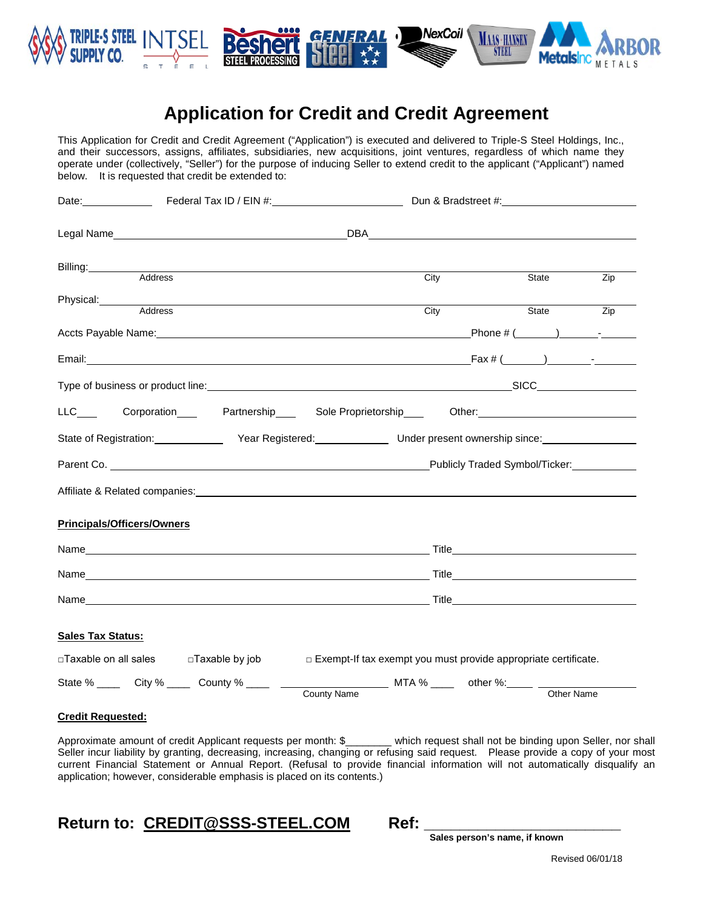# Application for Credit and Credit Agreement

This Application for Credit and Credit Agreement ("Application") is executed and delivered to Triple-S Steel Holdings, Inc., and their successors, assigns, affiliates, subsidiaries, new acquisitions, joint ventures, regardless of which name they operate under (collectively, "Seller") for the purpose of inducing Seller to extend credit to the applicant ("Applicant") named below. It is requested that credit be extended to:

Date:____________ Federal Tax ID / EIN #:______________________ Dun & Bradstreet #:______________________

Legal Name______________________________________ DBA______________________________________

Billing:__________________________________________________________________________
Address City State Zip

Physical:_________________________________________________________________________
Address City State Zip

Accts Payable Name:____________________________________________ Phone # (______)______-______

Email:________________________________________________________ Fax # (______)______-______

Type of business or product line:____________________________________________ SICC________________

LLC___ Corporation___ Partnership___ Sole Proprietorship___ Other:______________________

State of Registration:____________ Year Registered:____________ Under present ownership since:______________

Parent Co. ____________________________________________ Publicly Traded Symbol/Ticker:__________

Affiliate & Related companies:________________________________________________________________

**Principals/Officers/Owners**

Name__________________________________________________ Title__________________________

Name__________________________________________________ Title__________________________

Name__________________________________________________ Title__________________________

**Sales Tax Status:**

□Taxable on all sales □Taxable by job □ Exempt-If tax exempt you must provide appropriate certificate.

State % ____ City % ____ County % ____ ________________ MTA % ____ other %:____ ________________
County Name Other Name

**Credit Requested:**

Approximate amount of credit Applicant requests per month: $________ which request shall not be binding upon Seller, nor shall Seller incur liability by granting, decreasing, increasing, changing or refusing said request. Please provide a copy of your most current Financial Statement or Annual Report. (Refusal to provide financial information will not automatically disqualify an application; however, considerable emphasis is placed on its contents.)

## Return to: CREDIT@SSS-STEEL.COM Ref: ____________________________

Sales person's name, if known

Revised 06/01/18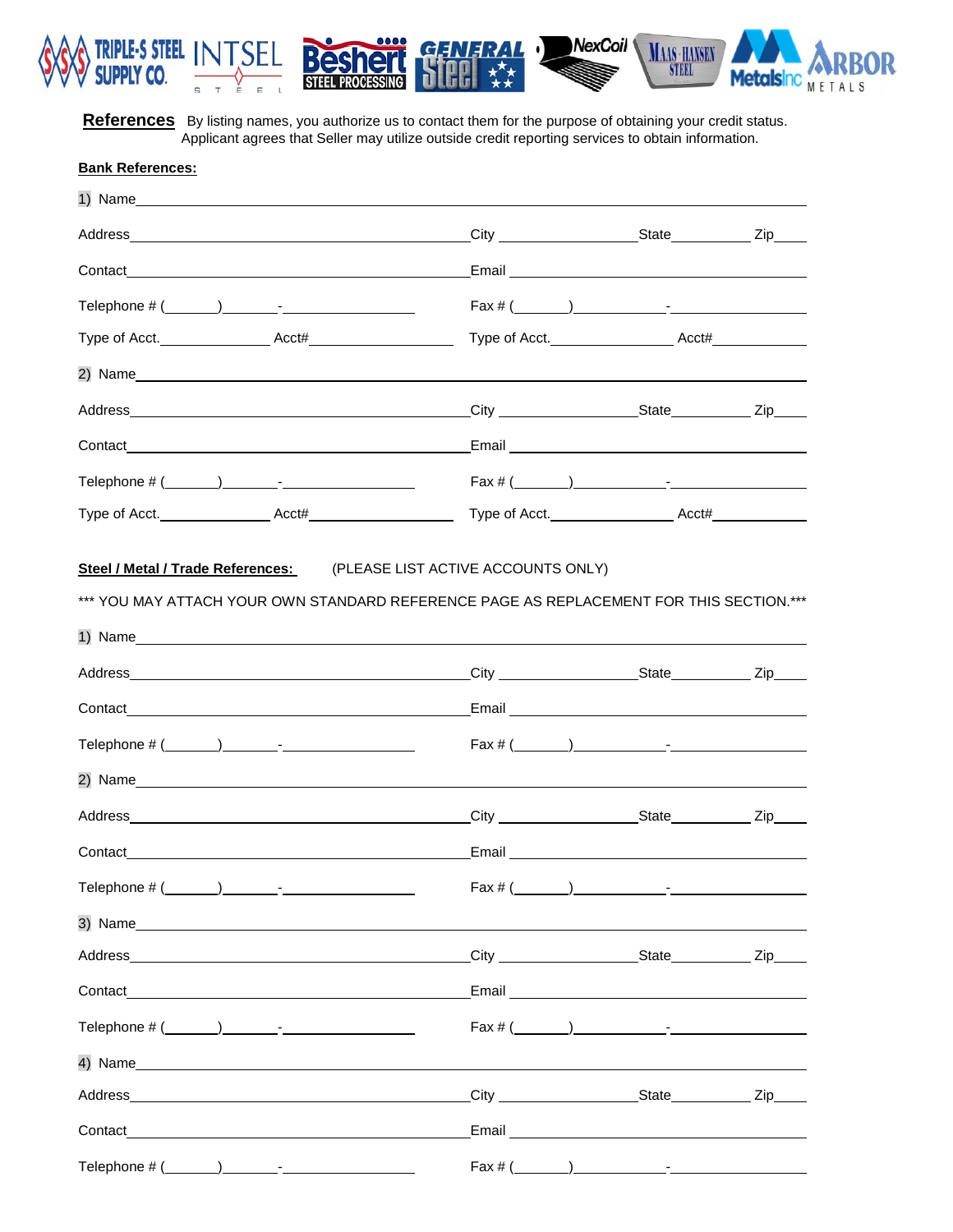**References** By listing names, you authorize us to contact them for the purpose of obtaining your credit status. Applicant agrees that Seller may utilize outside credit reporting services to obtain information.

**Bank References:**

1) Name\_\_\_\_\_\_\_\_\_\_\_\_\_\_\_\_\_\_\_\_\_\_\_\_\_\_\_\_\_\_\_\_\_\_\_\_\_\_\_\_\_\_\_\_\_\_\_\_\_\_\_\_\_\_\_\_\_\_\_\_\_\_\_\_\_\_\_\_\_\_

Address\_\_\_\_\_\_\_\_\_\_\_\_\_\_\_\_\_\_\_\_\_\_\_\_\_\_\_\_\_\_\_\_\_\_\_\_ City \_\_\_\_\_\_\_\_\_\_\_\_\_\_\_ State\_\_\_\_\_\_\_\_\_\_ Zip\_\_\_\_

Contact\_\_\_\_\_\_\_\_\_\_\_\_\_\_\_\_\_\_\_\_\_\_\_\_\_\_\_\_\_\_\_\_\_\_\_\_ Email \_\_\_\_\_\_\_\_\_\_\_\_\_\_\_\_\_\_\_\_\_\_\_\_\_\_\_\_\_\_\_\_

Telephone # (\_\_\_\_\_\_)\_\_\_\_\_\_\_-\_\_\_\_\_\_\_\_\_\_\_\_\_\_\_ Fax # (\_\_\_\_\_\_)\_\_\_\_\_\_\_\_\_\_-\_\_\_\_\_\_\_\_\_\_\_\_\_\_\_

Type of Acct.\_\_\_\_\_\_\_\_\_\_\_\_ Acct#\_\_\_\_\_\_\_\_\_\_\_\_\_\_\_\_ Type of Acct.\_\_\_\_\_\_\_\_\_\_\_\_\_ Acct#\_\_\_\_\_\_\_\_\_\_

2) Name\_\_\_\_\_\_\_\_\_\_\_\_\_\_\_\_\_\_\_\_\_\_\_\_\_\_\_\_\_\_\_\_\_\_\_\_\_\_\_\_\_\_\_\_\_\_\_\_\_\_\_\_\_\_\_\_\_\_\_\_\_\_\_\_\_\_\_\_\_\_

Address\_\_\_\_\_\_\_\_\_\_\_\_\_\_\_\_\_\_\_\_\_\_\_\_\_\_\_\_\_\_\_\_\_\_\_\_ City \_\_\_\_\_\_\_\_\_\_\_\_\_\_\_ State\_\_\_\_\_\_\_\_\_\_ Zip\_\_\_\_

Contact\_\_\_\_\_\_\_\_\_\_\_\_\_\_\_\_\_\_\_\_\_\_\_\_\_\_\_\_\_\_\_\_\_\_\_\_ Email \_\_\_\_\_\_\_\_\_\_\_\_\_\_\_\_\_\_\_\_\_\_\_\_\_\_\_\_\_\_\_\_

Telephone # (\_\_\_\_\_\_)\_\_\_\_\_\_\_-\_\_\_\_\_\_\_\_\_\_\_\_\_\_\_ Fax # (\_\_\_\_\_\_)\_\_\_\_\_\_\_\_\_\_-\_\_\_\_\_\_\_\_\_\_\_\_\_\_\_

Type of Acct.\_\_\_\_\_\_\_\_\_\_\_\_ Acct#\_\_\_\_\_\_\_\_\_\_\_\_\_\_\_\_ Type of Acct.\_\_\_\_\_\_\_\_\_\_\_\_\_ Acct#\_\_\_\_\_\_\_\_\_\_

**Steel / Metal / Trade References:** (PLEASE LIST ACTIVE ACCOUNTS ONLY)

*** YOU MAY ATTACH YOUR OWN STANDARD REFERENCE PAGE AS REPLACEMENT FOR THIS SECTION.***

1) Name\_\_\_\_\_\_\_\_\_\_\_\_\_\_\_\_\_\_\_\_\_\_\_\_\_\_\_\_\_\_\_\_\_\_\_\_\_\_\_\_\_\_\_\_\_\_\_\_\_\_\_\_\_\_\_\_\_\_\_\_\_\_\_\_\_\_\_\_\_\_

Address\_\_\_\_\_\_\_\_\_\_\_\_\_\_\_\_\_\_\_\_\_\_\_\_\_\_\_\_\_\_\_\_\_\_\_\_ City \_\_\_\_\_\_\_\_\_\_\_\_\_\_\_ State\_\_\_\_\_\_\_\_\_\_ Zip\_\_\_\_

Contact\_\_\_\_\_\_\_\_\_\_\_\_\_\_\_\_\_\_\_\_\_\_\_\_\_\_\_\_\_\_\_\_\_\_\_\_ Email \_\_\_\_\_\_\_\_\_\_\_\_\_\_\_\_\_\_\_\_\_\_\_\_\_\_\_\_\_\_\_\_

Telephone # (\_\_\_\_\_\_)\_\_\_\_\_\_\_-\_\_\_\_\_\_\_\_\_\_\_\_\_\_\_ Fax # (\_\_\_\_\_\_)\_\_\_\_\_\_\_\_\_\_-\_\_\_\_\_\_\_\_\_\_\_\_\_\_\_

2) Name\_\_\_\_\_\_\_\_\_\_\_\_\_\_\_\_\_\_\_\_\_\_\_\_\_\_\_\_\_\_\_\_\_\_\_\_\_\_\_\_\_\_\_\_\_\_\_\_\_\_\_\_\_\_\_\_\_\_\_\_\_\_\_\_\_\_\_\_\_\_

Address\_\_\_\_\_\_\_\_\_\_\_\_\_\_\_\_\_\_\_\_\_\_\_\_\_\_\_\_\_\_\_\_\_\_\_\_ City \_\_\_\_\_\_\_\_\_\_\_\_\_\_\_ State\_\_\_\_\_\_\_\_\_\_ Zip\_\_\_\_

Contact\_\_\_\_\_\_\_\_\_\_\_\_\_\_\_\_\_\_\_\_\_\_\_\_\_\_\_\_\_\_\_\_\_\_\_\_ Email \_\_\_\_\_\_\_\_\_\_\_\_\_\_\_\_\_\_\_\_\_\_\_\_\_\_\_\_\_\_\_\_

Telephone # (\_\_\_\_\_\_)\_\_\_\_\_\_\_-\_\_\_\_\_\_\_\_\_\_\_\_\_\_\_ Fax # (\_\_\_\_\_\_)\_\_\_\_\_\_\_\_\_\_-\_\_\_\_\_\_\_\_\_\_\_\_\_\_\_

3) Name\_\_\_\_\_\_\_\_\_\_\_\_\_\_\_\_\_\_\_\_\_\_\_\_\_\_\_\_\_\_\_\_\_\_\_\_\_\_\_\_\_\_\_\_\_\_\_\_\_\_\_\_\_\_\_\_\_\_\_\_\_\_\_\_\_\_\_\_\_\_

Address\_\_\_\_\_\_\_\_\_\_\_\_\_\_\_\_\_\_\_\_\_\_\_\_\_\_\_\_\_\_\_\_\_\_\_\_ City \_\_\_\_\_\_\_\_\_\_\_\_\_\_\_ State\_\_\_\_\_\_\_\_\_\_ Zip\_\_\_\_

Contact\_\_\_\_\_\_\_\_\_\_\_\_\_\_\_\_\_\_\_\_\_\_\_\_\_\_\_\_\_\_\_\_\_\_\_\_ Email \_\_\_\_\_\_\_\_\_\_\_\_\_\_\_\_\_\_\_\_\_\_\_\_\_\_\_\_\_\_\_\_

Telephone # (\_\_\_\_\_\_)\_\_\_\_\_\_\_-\_\_\_\_\_\_\_\_\_\_\_\_\_\_\_ Fax # (\_\_\_\_\_\_)\_\_\_\_\_\_\_\_\_\_-\_\_\_\_\_\_\_\_\_\_\_\_\_\_\_

4) Name\_\_\_\_\_\_\_\_\_\_\_\_\_\_\_\_\_\_\_\_\_\_\_\_\_\_\_\_\_\_\_\_\_\_\_\_\_\_\_\_\_\_\_\_\_\_\_\_\_\_\_\_\_\_\_\_\_\_\_\_\_\_\_\_\_\_\_\_\_\_

Address\_\_\_\_\_\_\_\_\_\_\_\_\_\_\_\_\_\_\_\_\_\_\_\_\_\_\_\_\_\_\_\_\_\_\_\_ City \_\_\_\_\_\_\_\_\_\_\_\_\_\_\_ State\_\_\_\_\_\_\_\_\_\_ Zip\_\_\_\_

Contact\_\_\_\_\_\_\_\_\_\_\_\_\_\_\_\_\_\_\_\_\_\_\_\_\_\_\_\_\_\_\_\_\_\_\_\_ Email \_\_\_\_\_\_\_\_\_\_\_\_\_\_\_\_\_\_\_\_\_\_\_\_\_\_\_\_\_\_\_\_

Telephone # (\_\_\_\_\_\_)\_\_\_\_\_\_\_-\_\_\_\_\_\_\_\_\_\_\_\_\_\_\_ Fax # (\_\_\_\_\_\_)\_\_\_\_\_\_\_\_\_\_-\_\_\_\_\_\_\_\_\_\_\_\_\_\_\_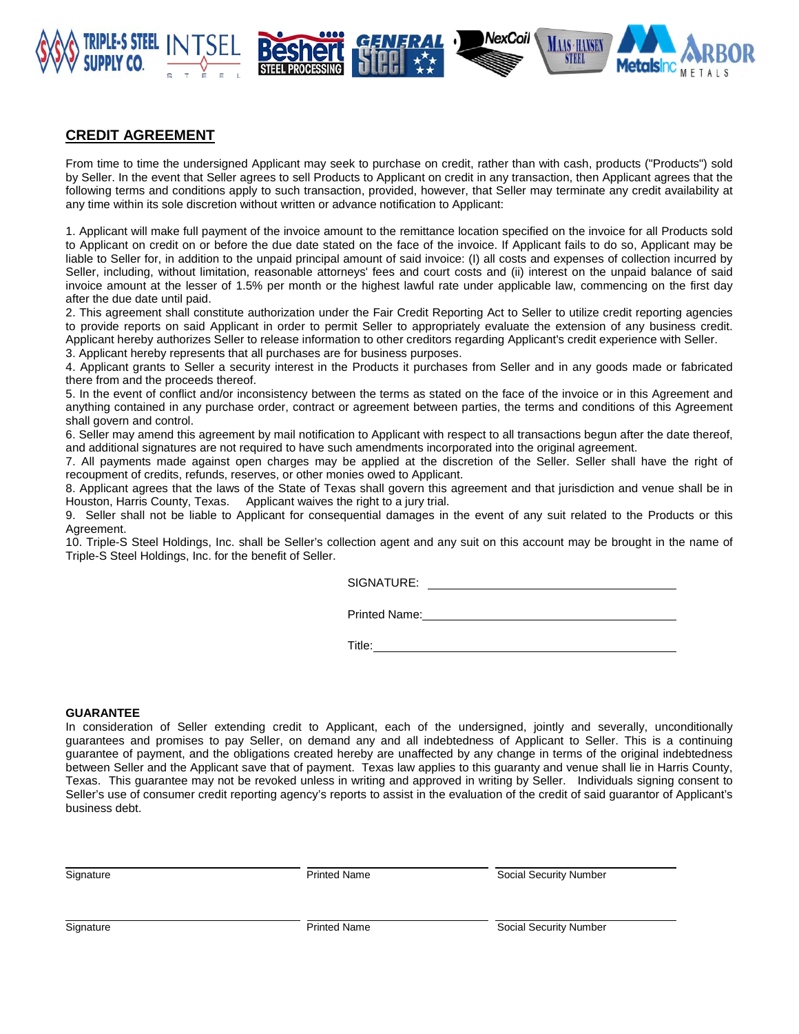## CREDIT AGREEMENT

From time to time the undersigned Applicant may seek to purchase on credit, rather than with cash, products ("Products") sold by Seller. In the event that Seller agrees to sell Products to Applicant on credit in any transaction, then Applicant agrees that the following terms and conditions apply to such transaction, provided, however, that Seller may terminate any credit availability at any time within its sole discretion without written or advance notification to Applicant:

1. Applicant will make full payment of the invoice amount to the remittance location specified on the invoice for all Products sold to Applicant on credit on or before the due date stated on the face of the invoice. If Applicant fails to do so, Applicant may be liable to Seller for, in addition to the unpaid principal amount of said invoice: (I) all costs and expenses of collection incurred by Seller, including, without limitation, reasonable attorneys' fees and court costs and (ii) interest on the unpaid balance of said invoice amount at the lesser of 1.5% per month or the highest lawful rate under applicable law, commencing on the first day after the due date until paid.
2. This agreement shall constitute authorization under the Fair Credit Reporting Act to Seller to utilize credit reporting agencies to provide reports on said Applicant in order to permit Seller to appropriately evaluate the extension of any business credit. Applicant hereby authorizes Seller to release information to other creditors regarding Applicant's credit experience with Seller.
3. Applicant hereby represents that all purchases are for business purposes.
4. Applicant grants to Seller a security interest in the Products it purchases from Seller and in any goods made or fabricated there from and the proceeds thereof.
5. In the event of conflict and/or inconsistency between the terms as stated on the face of the invoice or in this Agreement and anything contained in any purchase order, contract or agreement between parties, the terms and conditions of this Agreement shall govern and control.
6. Seller may amend this agreement by mail notification to Applicant with respect to all transactions begun after the date thereof, and additional signatures are not required to have such amendments incorporated into the original agreement.
7. All payments made against open charges may be applied at the discretion of the Seller. Seller shall have the right of recoupment of credits, refunds, reserves, or other monies owed to Applicant.
8. Applicant agrees that the laws of the State of Texas shall govern this agreement and that jurisdiction and venue shall be in Houston, Harris County, Texas. Applicant waives the right to a jury trial.
9. Seller shall not be liable to Applicant for consequential damages in the event of any suit related to the Products or this Agreement.
10. Triple-S Steel Holdings, Inc. shall be Seller's collection agent and any suit on this account may be brought in the name of Triple-S Steel Holdings, Inc. for the benefit of Seller.

SIGNATURE: ______________________________

Printed Name: ______________________________

Title: ______________________________

**GUARANTEE**

In consideration of Seller extending credit to Applicant, each of the undersigned, jointly and severally, unconditionally guarantees and promises to pay Seller, on demand any and all indebtedness of Applicant to Seller. This is a continuing guarantee of payment, and the obligations created hereby are unaffected by any change in terms of the original indebtedness between Seller and the Applicant save that of payment. Texas law applies to this guaranty and venue shall lie in Harris County, Texas. This guarantee may not be revoked unless in writing and approved in writing by Seller. Individuals signing consent to Seller's use of consumer credit reporting agency's reports to assist in the evaluation of the credit of said guarantor of Applicant's business debt.

| Signature | Printed Name | Social Security Number |
|---|---|---|
| | | |

| Signature | Printed Name | Social Security Number |
|---|---|---|
| | | |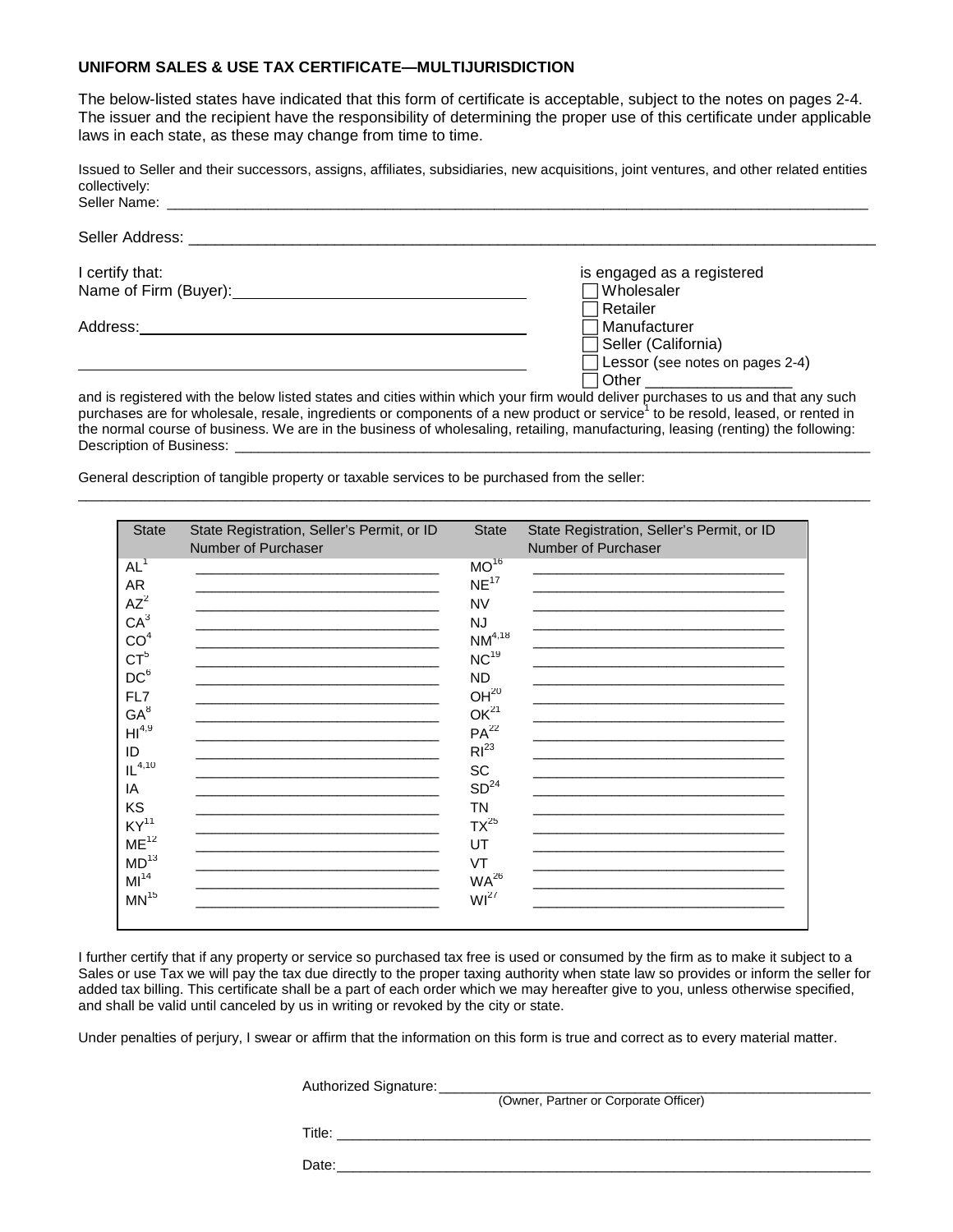**UNIFORM SALES & USE TAX CERTIFICATE—MULTIJURISDICTION**

The below-listed states have indicated that this form of certificate is acceptable, subject to the notes on pages 2-4. The issuer and the recipient have the responsibility of determining the proper use of this certificate under applicable laws in each state, as these may change from time to time.

Issued to Seller and their successors, assigns, affiliates, subsidiaries, new acquisitions, joint ventures, and other related entities collectively:
Seller Name: ______________________________________________________________________________

Seller Address: _____________________________________________________________________________

I certify that:
Name of Firm (Buyer): ________________________________

Address: ________________________________________

________________________________________________

is engaged as a registered
- ☐ Wholesaler
- ☐ Retailer
- ☐ Manufacturer
- ☐ Seller (California)
- ☐ Lessor (see notes on pages 2-4)
- ☐ Other _________________

and is registered with the below listed states and cities within which your firm would deliver purchases to us and that any such purchases are for wholesale, resale, ingredients or components of a new product or service[1] to be resold, leased, or rented in the normal course of business. We are in the business of wholesaling, retailing, manufacturing, leasing (renting) the following:
Description of Business: ______________________________________________________________________

General description of tangible property or taxable services to be purchased from the seller:
_____________________________________________________________________________________________

| State | State Registration, Seller's Permit, or ID Number of Purchaser | State | State Registration, Seller's Permit, or ID Number of Purchaser |
|---|---|---|---|
| AL[1] | | MO[16] | |
| AR | | NE[17] | |
| AZ[2] | | NV | |
| CA[3] | | NJ | |
| CO[4] | | NM[4,18] | |
| CT[5] | | NC[19] | |
| DC[6] | | ND | |
| FL7 | | OH[20] | |
| GA[8] | | OK[21] | |
| HI[4,9] | | PA[22] | |
| ID | | RI[23] | |
| IL[4,10] | | SC | |
| IA | | SD[24] | |
| KS | | TN | |
| KY[11] | | TX[25] | |
| ME[12] | | UT | |
| MD[13] | | VT | |
| MI[14] | | WA[26] | |
| MN[15] | | WI[27] | |

I further certify that if any property or service so purchased tax free is used or consumed by the firm as to make it subject to a Sales or use Tax we will pay the tax due directly to the proper taxing authority when state law so provides or inform the seller for added tax billing. This certificate shall be a part of each order which we may hereafter give to you, unless otherwise specified, and shall be valid until canceled by us in writing or revoked by the city or state.

Under penalties of perjury, I swear or affirm that the information on this form is true and correct as to every material matter.

Authorized Signature: ______________________________________________
(Owner, Partner or Corporate Officer)

Title: ______________________________________________

Date: ______________________________________________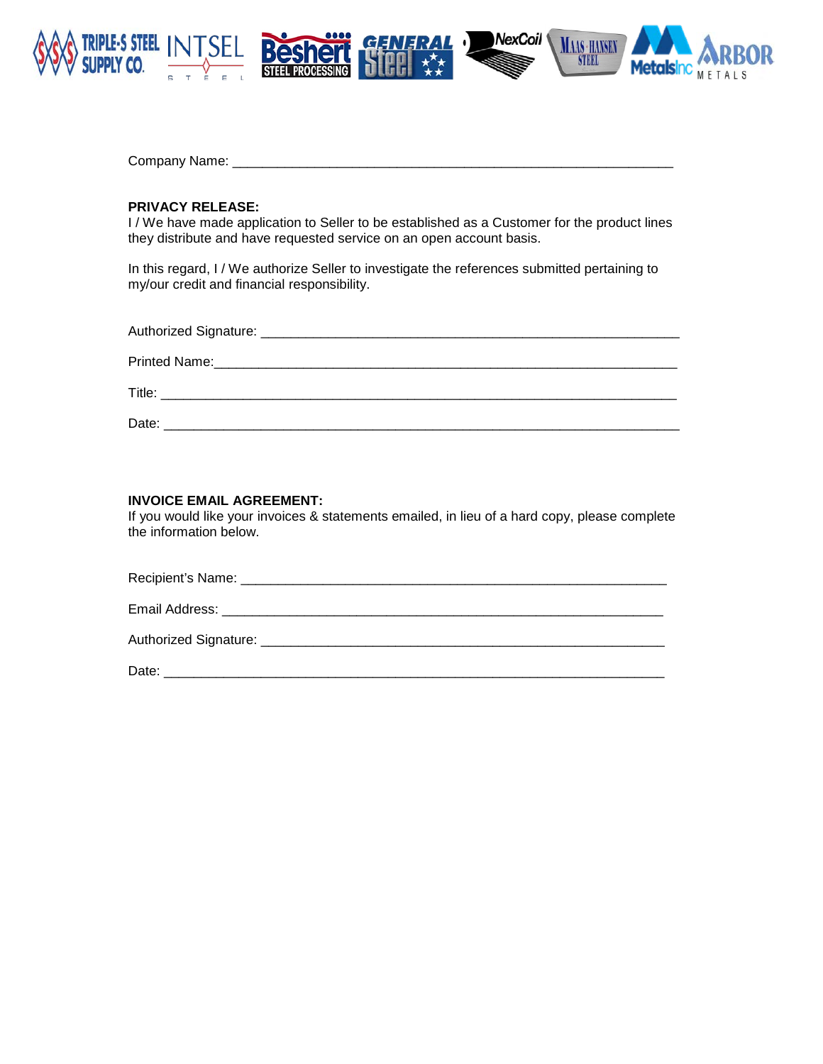Company Name: ___________________________________________________________

**PRIVACY RELEASE:**
I / We have made application to Seller to be established as a Customer for the product lines they distribute and have requested service on an open account basis.

In this regard, I / We authorize Seller to investigate the references submitted pertaining to my/our credit and financial responsibility.

Authorized Signature: ______________________________________________________

Printed Name:__________________________________________________________

Title: _________________________________________________________________

Date: _________________________________________________________________

**INVOICE EMAIL AGREEMENT:**
If you would like your invoices & statements emailed, in lieu of a hard copy, please complete the information below.

Recipient's Name: _______________________________________________________

Email Address: _________________________________________________________

Authorized Signature: ____________________________________________________

Date: _______________________________________________________________